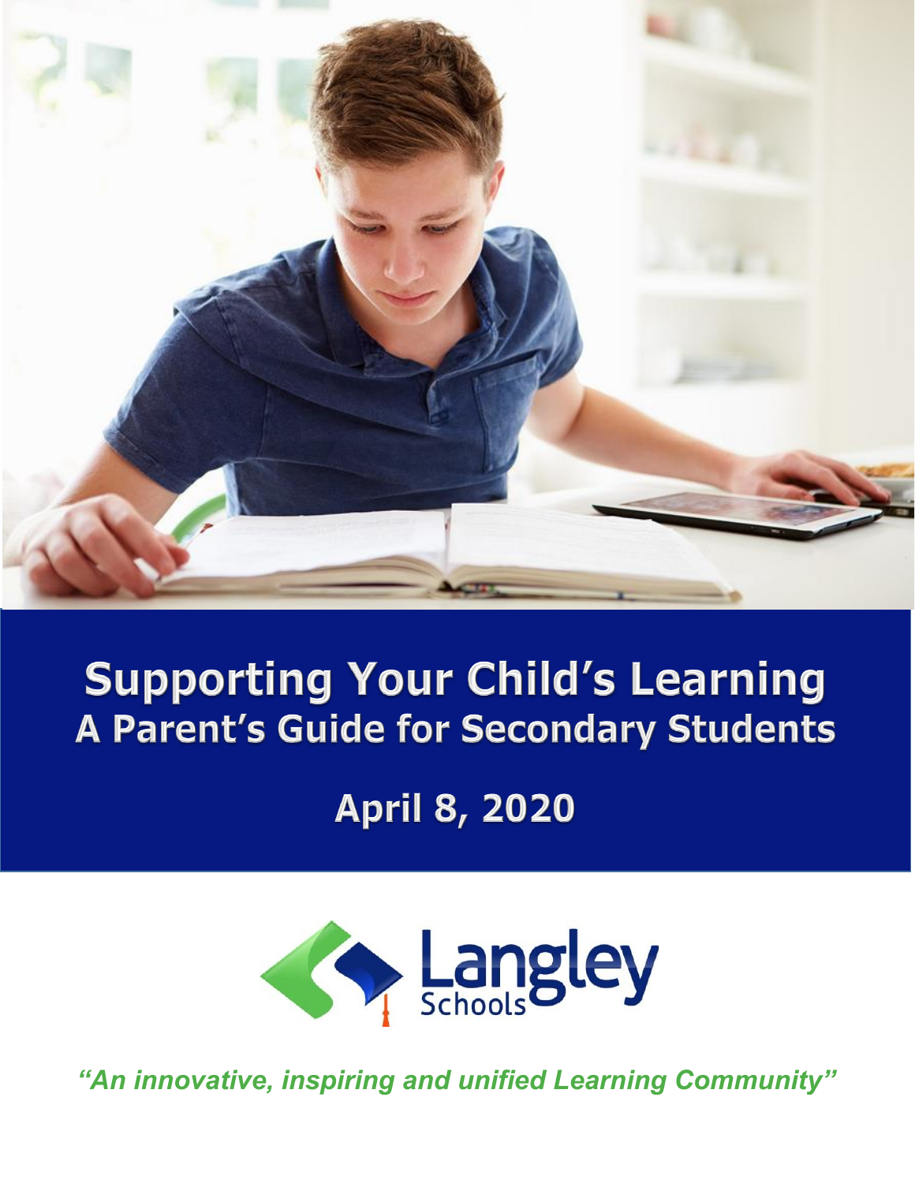# Supporting Your Child's Learning

## A Parent's Guide for Secondary Students

**April 8, 2020**

Langley Schools

*"An innovative, inspiring and unified Learning Community"*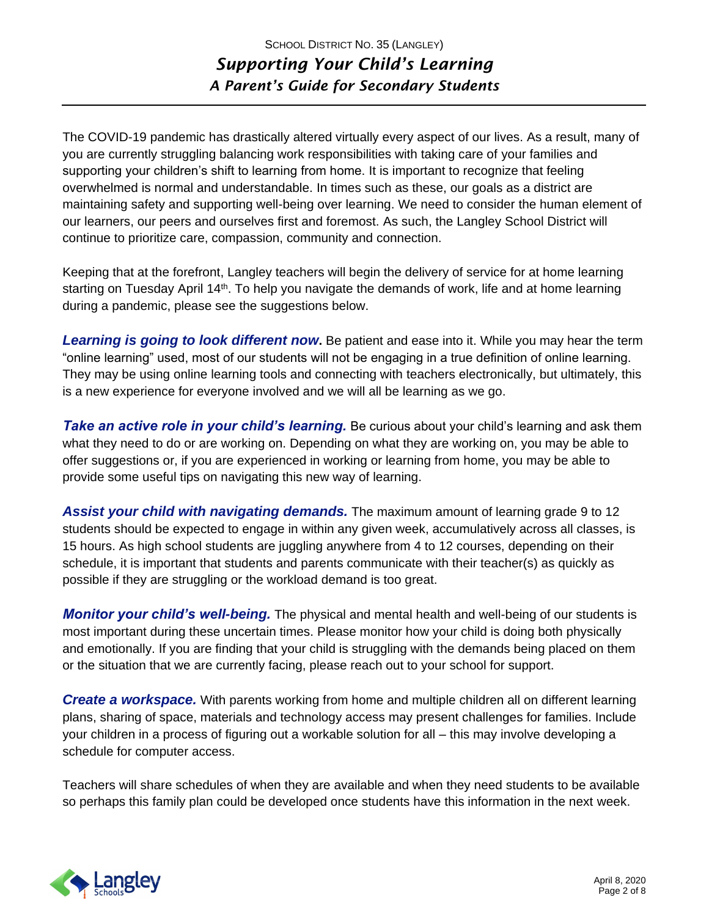The COVID-19 pandemic has drastically altered virtually every aspect of our lives. As a result, many of you are currently struggling balancing work responsibilities with taking care of your families and supporting your children's shift to learning from home. It is important to recognize that feeling overwhelmed is normal and understandable. In times such as these, our goals as a district are maintaining safety and supporting well-being over learning. We need to consider the human element of our learners, our peers and ourselves first and foremost. As such, the Langley School District will continue to prioritize care, compassion, community and connection.

Keeping that at the forefront, Langley teachers will begin the delivery of service for at home learning starting on Tuesday April 14th. To help you navigate the demands of work, life and at home learning during a pandemic, please see the suggestions below.

***Learning is going to look different now.*** Be patient and ease into it. While you may hear the term "online learning" used, most of our students will not be engaging in a true definition of online learning. They may be using online learning tools and connecting with teachers electronically, but ultimately, this is a new experience for everyone involved and we will all be learning as we go.

***Take an active role in your child's learning.*** Be curious about your child's learning and ask them what they need to do or are working on. Depending on what they are working on, you may be able to offer suggestions or, if you are experienced in working or learning from home, you may be able to provide some useful tips on navigating this new way of learning.

***Assist your child with navigating demands.*** The maximum amount of learning grade 9 to 12 students should be expected to engage in within any given week, accumulatively across all classes, is 15 hours. As high school students are juggling anywhere from 4 to 12 courses, depending on their schedule, it is important that students and parents communicate with their teacher(s) as quickly as possible if they are struggling or the workload demand is too great.

***Monitor your child's well-being.*** The physical and mental health and well-being of our students is most important during these uncertain times. Please monitor how your child is doing both physically and emotionally. If you are finding that your child is struggling with the demands being placed on them or the situation that we are currently facing, please reach out to your school for support.

***Create a workspace.*** With parents working from home and multiple children all on different learning plans, sharing of space, materials and technology access may present challenges for families. Include your children in a process of figuring out a workable solution for all – this may involve developing a schedule for computer access.

Teachers will share schedules of when they are available and when they need students to be available so perhaps this family plan could be developed once students have this information in the next week.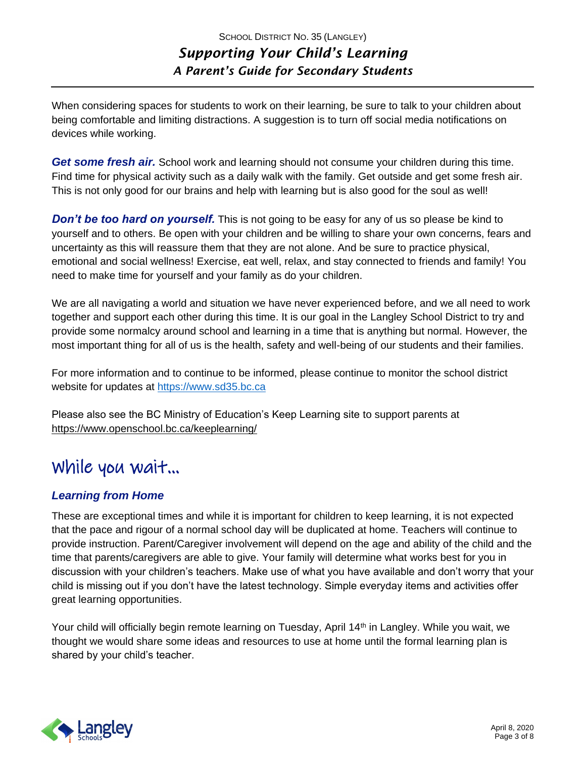When considering spaces for students to work on their learning, be sure to talk to your children about being comfortable and limiting distractions. A suggestion is to turn off social media notifications on devices while working.

***Get some fresh air.*** School work and learning should not consume your children during this time. Find time for physical activity such as a daily walk with the family. Get outside and get some fresh air. This is not only good for our brains and help with learning but is also good for the soul as well!

***Don't be too hard on yourself.*** This is not going to be easy for any of us so please be kind to yourself and to others. Be open with your children and be willing to share your own concerns, fears and uncertainty as this will reassure them that they are not alone. And be sure to practice physical, emotional and social wellness! Exercise, eat well, relax, and stay connected to friends and family! You need to make time for yourself and your family as do your children.

We are all navigating a world and situation we have never experienced before, and we all need to work together and support each other during this time. It is our goal in the Langley School District to try and provide some normalcy around school and learning in a time that is anything but normal. However, the most important thing for all of us is the health, safety and well-being of our students and their families.

For more information and to continue to be informed, please continue to monitor the school district website for updates at https://www.sd35.bc.ca

Please also see the BC Ministry of Education's Keep Learning site to support parents at https://www.openschool.bc.ca/keeplearning/

# While you wait…

### *Learning from Home*

These are exceptional times and while it is important for children to keep learning, it is not expected that the pace and rigour of a normal school day will be duplicated at home. Teachers will continue to provide instruction. Parent/Caregiver involvement will depend on the age and ability of the child and the time that parents/caregivers are able to give. Your family will determine what works best for you in discussion with your children's teachers. Make use of what you have available and don't worry that your child is missing out if you don't have the latest technology. Simple everyday items and activities offer great learning opportunities.

Your child will officially begin remote learning on Tuesday, April 14th in Langley. While you wait, we thought we would share some ideas and resources to use at home until the formal learning plan is shared by your child's teacher.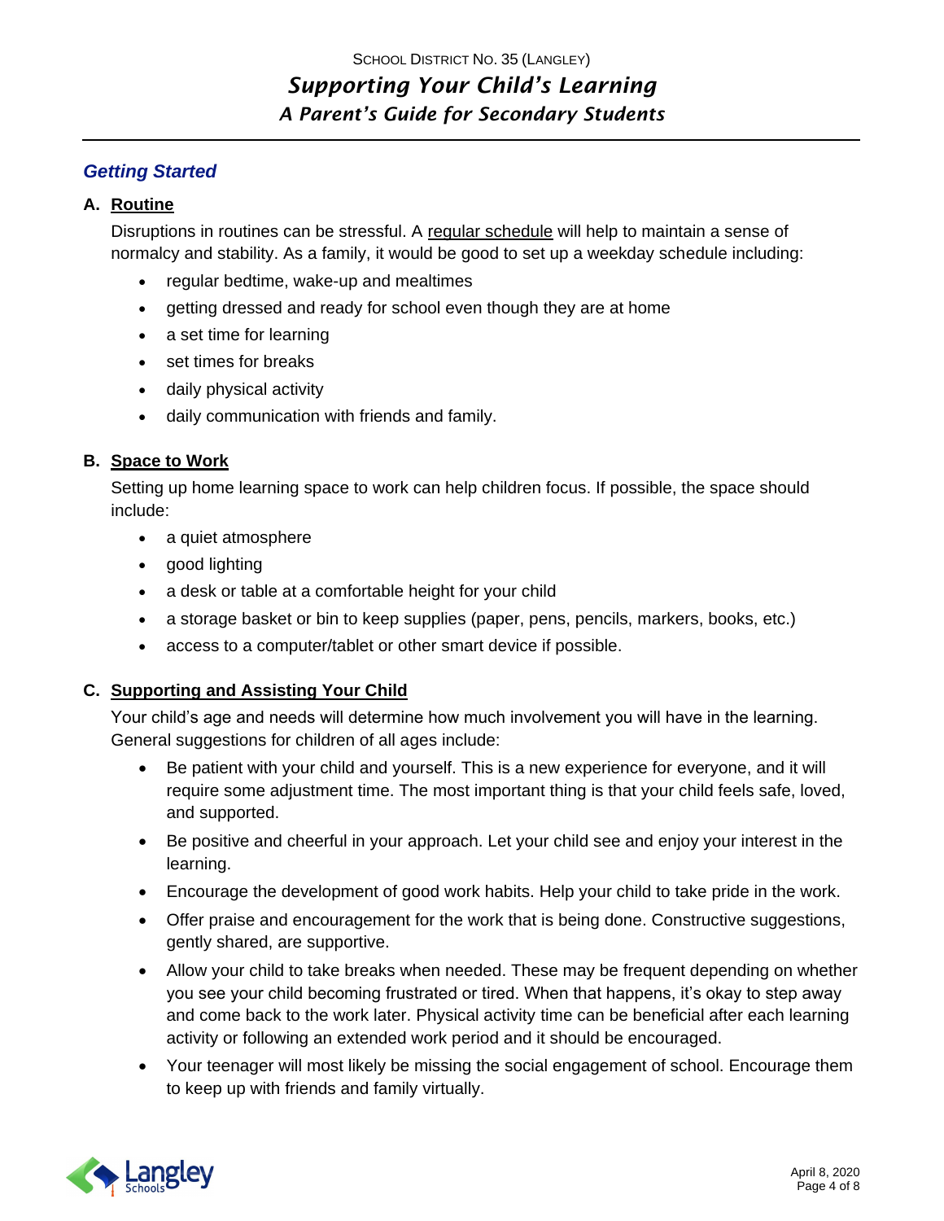## Getting Started

### A. Routine

Disruptions in routines can be stressful. A regular schedule will help to maintain a sense of normalcy and stability. As a family, it would be good to set up a weekday schedule including:

- regular bedtime, wake-up and mealtimes
- getting dressed and ready for school even though they are at home
- a set time for learning
- set times for breaks
- daily physical activity
- daily communication with friends and family.

### B. Space to Work

Setting up home learning space to work can help children focus. If possible, the space should include:

- a quiet atmosphere
- good lighting
- a desk or table at a comfortable height for your child
- a storage basket or bin to keep supplies (paper, pens, pencils, markers, books, etc.)
- access to a computer/tablet or other smart device if possible.

### C. Supporting and Assisting Your Child

Your child's age and needs will determine how much involvement you will have in the learning. General suggestions for children of all ages include:

- Be patient with your child and yourself. This is a new experience for everyone, and it will require some adjustment time. The most important thing is that your child feels safe, loved, and supported.
- Be positive and cheerful in your approach. Let your child see and enjoy your interest in the learning.
- Encourage the development of good work habits. Help your child to take pride in the work.
- Offer praise and encouragement for the work that is being done. Constructive suggestions, gently shared, are supportive.
- Allow your child to take breaks when needed. These may be frequent depending on whether you see your child becoming frustrated or tired. When that happens, it's okay to step away and come back to the work later. Physical activity time can be beneficial after each learning activity or following an extended work period and it should be encouraged.
- Your teenager will most likely be missing the social engagement of school. Encourage them to keep up with friends and family virtually.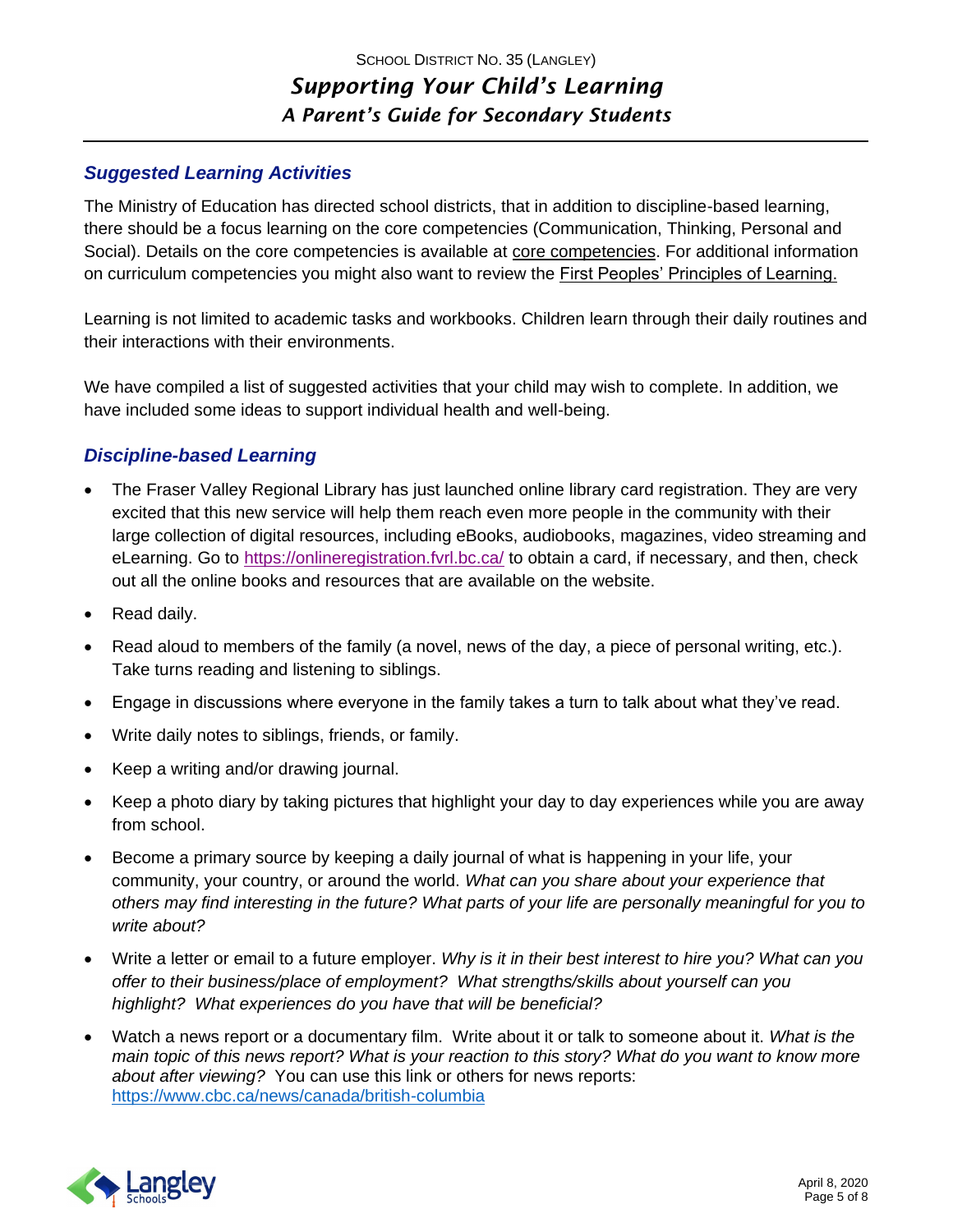## *Suggested Learning Activities*

The Ministry of Education has directed school districts, that in addition to discipline-based learning, there should be a focus learning on the core competencies (Communication, Thinking, Personal and Social). Details on the core competencies is available at core competencies. For additional information on curriculum competencies you might also want to review the First Peoples' Principles of Learning.

Learning is not limited to academic tasks and workbooks. Children learn through their daily routines and their interactions with their environments.

We have compiled a list of suggested activities that your child may wish to complete. In addition, we have included some ideas to support individual health and well-being.

## *Discipline-based Learning*

- The Fraser Valley Regional Library has just launched online library card registration. They are very excited that this new service will help them reach even more people in the community with their large collection of digital resources, including eBooks, audiobooks, magazines, video streaming and eLearning. Go to https://onlineregistration.fvrl.bc.ca/ to obtain a card, if necessary, and then, check out all the online books and resources that are available on the website.
- Read daily.
- Read aloud to members of the family (a novel, news of the day, a piece of personal writing, etc.). Take turns reading and listening to siblings.
- Engage in discussions where everyone in the family takes a turn to talk about what they've read.
- Write daily notes to siblings, friends, or family.
- Keep a writing and/or drawing journal.
- Keep a photo diary by taking pictures that highlight your day to day experiences while you are away from school.
- Become a primary source by keeping a daily journal of what is happening in your life, your community, your country, or around the world. *What can you share about your experience that others may find interesting in the future? What parts of your life are personally meaningful for you to write about?*
- Write a letter or email to a future employer. *Why is it in their best interest to hire you? What can you offer to their business/place of employment? What strengths/skills about yourself can you highlight? What experiences do you have that will be beneficial?*
- Watch a news report or a documentary film. Write about it or talk to someone about it. *What is the main topic of this news report? What is your reaction to this story? What do you want to know more about after viewing?* You can use this link or others for news reports: https://www.cbc.ca/news/canada/british-columbia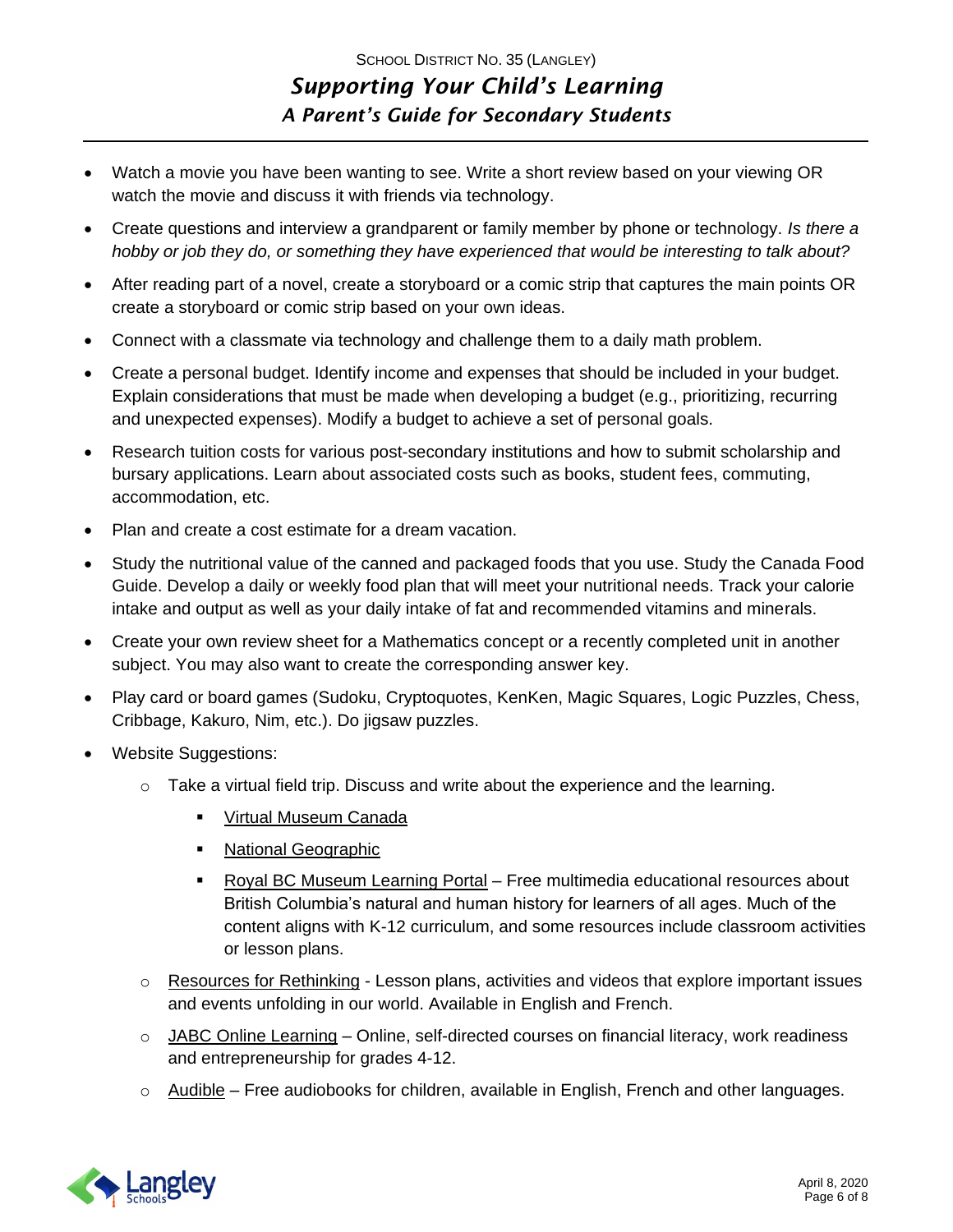- Watch a movie you have been wanting to see. Write a short review based on your viewing OR watch the movie and discuss it with friends via technology.
- Create questions and interview a grandparent or family member by phone or technology. *Is there a hobby or job they do, or something they have experienced that would be interesting to talk about?*
- After reading part of a novel, create a storyboard or a comic strip that captures the main points OR create a storyboard or comic strip based on your own ideas.
- Connect with a classmate via technology and challenge them to a daily math problem.
- Create a personal budget. Identify income and expenses that should be included in your budget. Explain considerations that must be made when developing a budget (e.g., prioritizing, recurring and unexpected expenses). Modify a budget to achieve a set of personal goals.
- Research tuition costs for various post-secondary institutions and how to submit scholarship and bursary applications. Learn about associated costs such as books, student fees, commuting, accommodation, etc.
- Plan and create a cost estimate for a dream vacation.
- Study the nutritional value of the canned and packaged foods that you use. Study the Canada Food Guide. Develop a daily or weekly food plan that will meet your nutritional needs. Track your calorie intake and output as well as your daily intake of fat and recommended vitamins and minerals.
- Create your own review sheet for a Mathematics concept or a recently completed unit in another subject. You may also want to create the corresponding answer key.
- Play card or board games (Sudoku, Cryptoquotes, KenKen, Magic Squares, Logic Puzzles, Chess, Cribbage, Kakuro, Nim, etc.). Do jigsaw puzzles.
- Website Suggestions:
  - Take a virtual field trip. Discuss and write about the experience and the learning.
    - Virtual Museum Canada
    - National Geographic
    - Royal BC Museum Learning Portal – Free multimedia educational resources about British Columbia's natural and human history for learners of all ages. Much of the content aligns with K-12 curriculum, and some resources include classroom activities or lesson plans.
  - Resources for Rethinking - Lesson plans, activities and videos that explore important issues and events unfolding in our world. Available in English and French.
  - JABC Online Learning – Online, self-directed courses on financial literacy, work readiness and entrepreneurship for grades 4-12.
  - Audible – Free audiobooks for children, available in English, French and other languages.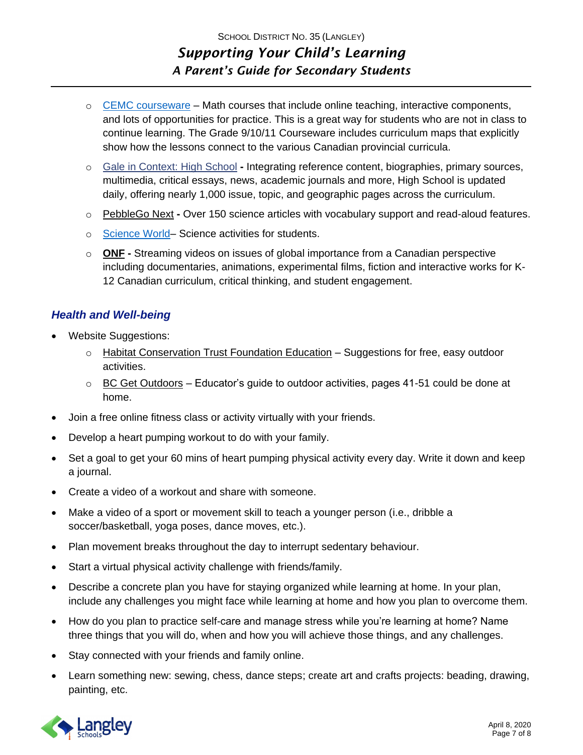- CEMC courseware – Math courses that include online teaching, interactive components, and lots of opportunities for practice. This is a great way for students who are not in class to continue learning. The Grade 9/10/11 Courseware includes curriculum maps that explicitly show how the lessons connect to the various Canadian provincial curricula.
  - Gale in Context: High School **-** Integrating reference content, biographies, primary sources, multimedia, critical essays, news, academic journals and more, High School is updated daily, offering nearly 1,000 issue, topic, and geographic pages across the curriculum.
  - PebbleGo Next **-** Over 150 science articles with vocabulary support and read-aloud features.
  - Science World– Science activities for students.
  - **ONF -** Streaming videos on issues of global importance from a Canadian perspective including documentaries, animations, experimental films, fiction and interactive works for K-12 Canadian curriculum, critical thinking, and student engagement.

### ***Health and Well-being***

- Website Suggestions:
  - Habitat Conservation Trust Foundation Education – Suggestions for free, easy outdoor activities.
  - BC Get Outdoors – Educator's guide to outdoor activities, pages 41-51 could be done at home.
- Join a free online fitness class or activity virtually with your friends.
- Develop a heart pumping workout to do with your family.
- Set a goal to get your 60 mins of heart pumping physical activity every day. Write it down and keep a journal.
- Create a video of a workout and share with someone.
- Make a video of a sport or movement skill to teach a younger person (i.e., dribble a soccer/basketball, yoga poses, dance moves, etc.).
- Plan movement breaks throughout the day to interrupt sedentary behaviour.
- Start a virtual physical activity challenge with friends/family.
- Describe a concrete plan you have for staying organized while learning at home. In your plan, include any challenges you might face while learning at home and how you plan to overcome them.
- How do you plan to practice self-care and manage stress while you're learning at home? Name three things that you will do, when and how you will achieve those things, and any challenges.
- Stay connected with your friends and family online.
- Learn something new: sewing, chess, dance steps; create art and crafts projects: beading, drawing, painting, etc.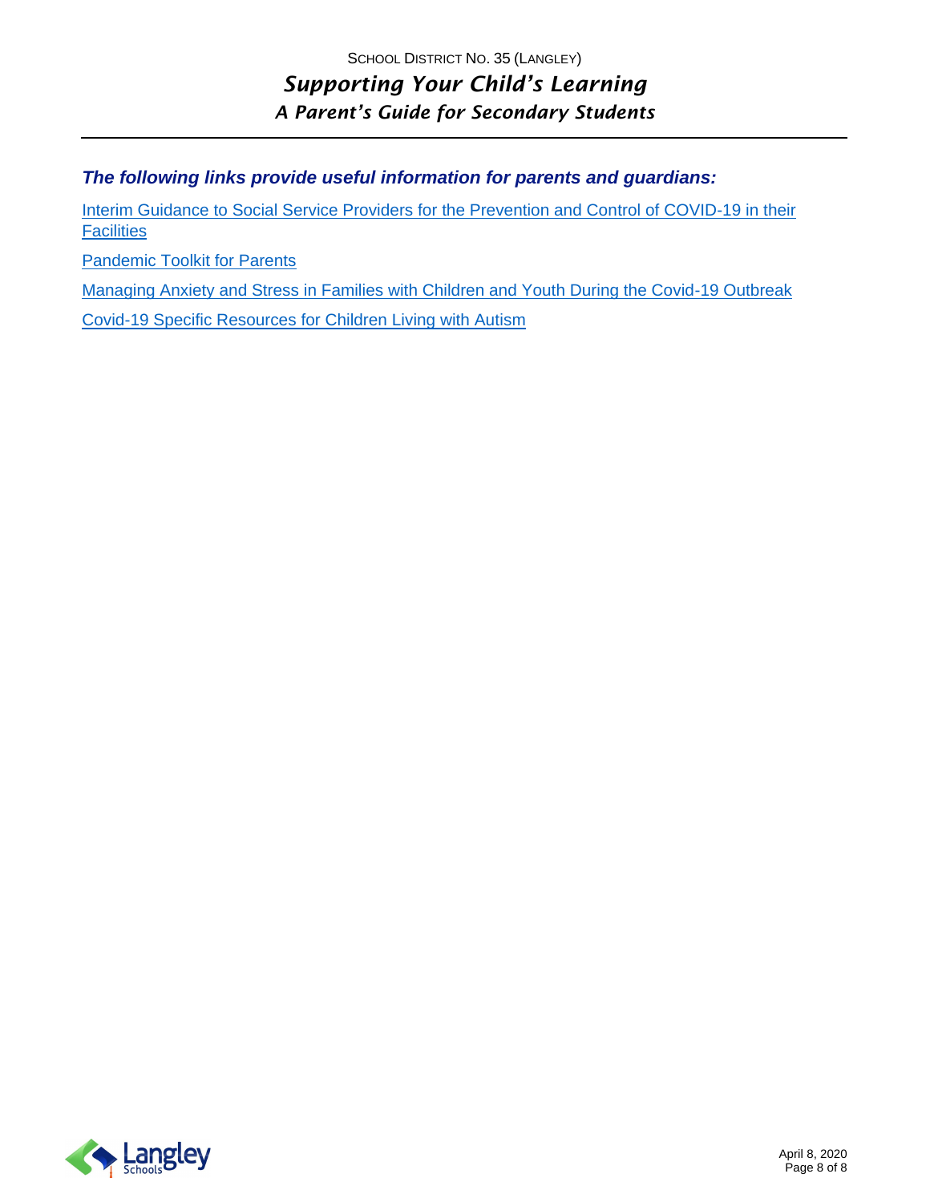### *The following links provide useful information for parents and guardians:*

Interim Guidance to Social Service Providers for the Prevention and Control of COVID-19 in their Facilities

Pandemic Toolkit for Parents

Managing Anxiety and Stress in Families with Children and Youth During the Covid-19 Outbreak

Covid-19 Specific Resources for Children Living with Autism